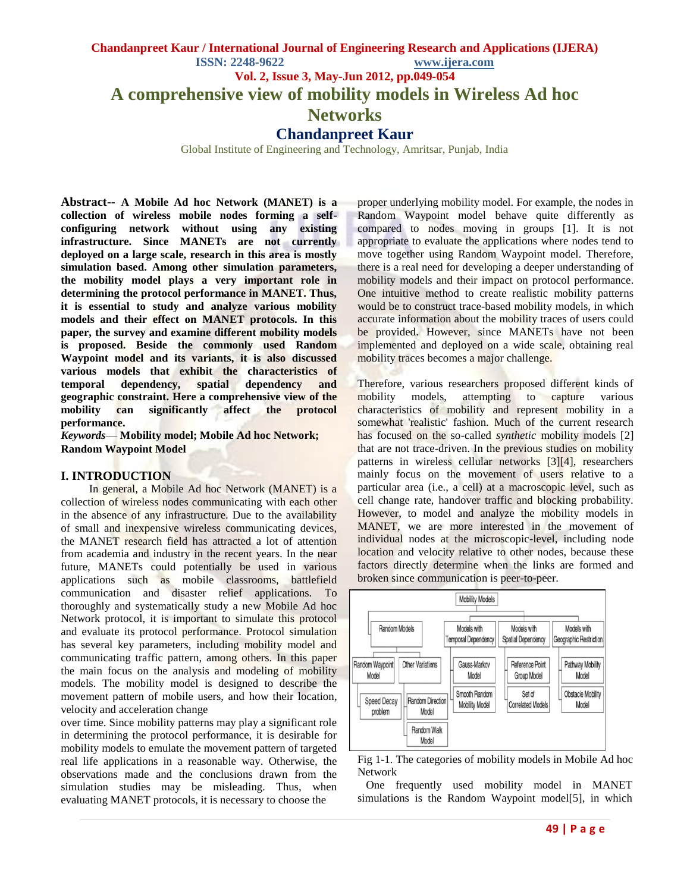# A comprehensive view of mobility models in Wireless Ad hoc Networks

## Chandanpreet Kaur

Global Institute of Engineering and Technology, Amritsar, Punjab, India

**Abstract-- A Mobile Ad hoc Network (MANET) is a collection of wireless mobile nodes forming a self-configuring network without using any existing infrastructure. Since MANETs are not currently deployed on a large scale, research in this area is mostly simulation based. Among other simulation parameters, the mobility model plays a very important role in determining the protocol performance in MANET. Thus, it is essential to study and analyze various mobility models and their effect on MANET protocols. In this paper, the survey and examine different mobility models is proposed. Beside the commonly used Random Waypoint model and its variants, it is also discussed various models that exhibit the characteristics of temporal dependency, spatial dependency and geographic constraint. Here a comprehensive view of the mobility can significantly affect the protocol performance.**

***Keywords*— Mobility model; Mobile Ad hoc Network; Random Waypoint Model**

## I. INTRODUCTION

In general, a Mobile Ad hoc Network (MANET) is a collection of wireless nodes communicating with each other in the absence of any infrastructure. Due to the availability of small and inexpensive wireless communicating devices, the MANET research field has attracted a lot of attention from academia and industry in the recent years. In the near future, MANETs could potentially be used in various applications such as mobile classrooms, battlefield communication and disaster relief applications. To thoroughly and systematically study a new Mobile Ad hoc Network protocol, it is important to simulate this protocol and evaluate its protocol performance. Protocol simulation has several key parameters, including mobility model and communicating traffic pattern, among others. In this paper the main focus on the analysis and modeling of mobility models. The mobility model is designed to describe the movement pattern of mobile users, and how their location, velocity and acceleration change over time. Since mobility patterns may play a significant role in determining the protocol performance, it is desirable for mobility models to emulate the movement pattern of targeted real life applications in a reasonable way. Otherwise, the observations made and the conclusions drawn from the simulation studies may be misleading. Thus, when evaluating MANET protocols, it is necessary to choose the proper underlying mobility model. For example, the nodes in Random Waypoint model behave quite differently as compared to nodes moving in groups [1]. It is not appropriate to evaluate the applications where nodes tend to move together using Random Waypoint model. Therefore, there is a real need for developing a deeper understanding of mobility models and their impact on protocol performance. One intuitive method to create realistic mobility patterns would be to construct trace-based mobility models, in which accurate information about the mobility traces of users could be provided. However, since MANETs have not been implemented and deployed on a wide scale, obtaining real mobility traces becomes a major challenge.

Therefore, various researchers proposed different kinds of mobility models, attempting to capture various characteristics of mobility and represent mobility in a somewhat 'realistic' fashion. Much of the current research has focused on the so-called *synthetic* mobility models [2] that are not trace-driven. In the previous studies on mobility patterns in wireless cellular networks [3][4], researchers mainly focus on the movement of users relative to a particular area (i.e., a cell) at a macroscopic level, such as cell change rate, handover traffic and blocking probability. However, to model and analyze the mobility models in MANET, we are more interested in the movement of individual nodes at the microscopic-level, including node location and velocity relative to other nodes, because these factors directly determine when the links are formed and broken since communication is peer-to-peer.

Mobility Models
- Random Models
  - Random Waypoint Model
    - Speed Decay problem
  - Other Variations
    - Random Direction Model
    - Random Walk Model
- Models with Temporal Dependency
  - Gauss-Markov Model
  - Smooth Random Mobility Model
- Models with Spatial Dependency
  - Reference Point Group Model
  - Set of Correlated Models
- Models with Geographic Restriction
  - Pathway Mobility Model
  - Obstacle Mobility Model

Fig 1-1. The categories of mobility models in Mobile Ad hoc Network

One frequently used mobility model in MANET simulations is the Random Waypoint model[5], in which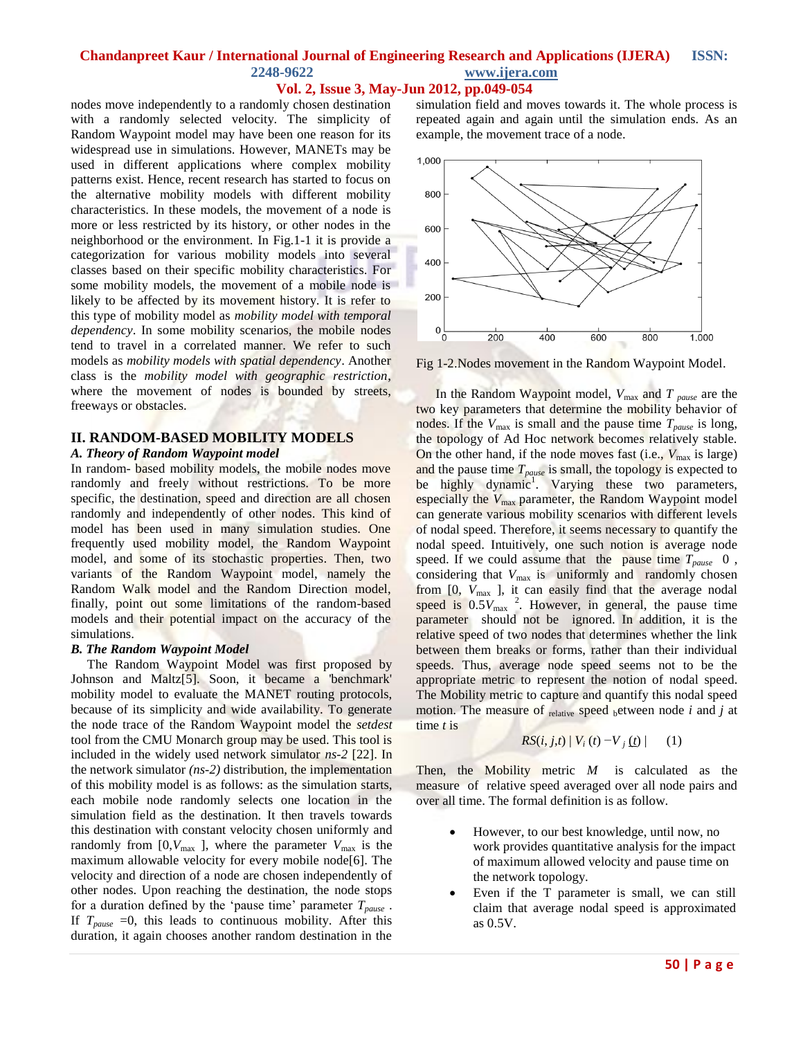nodes move independently to a randomly chosen destination with a randomly selected velocity. The simplicity of Random Waypoint model may have been one reason for its widespread use in simulations. However, MANETs may be used in different applications where complex mobility patterns exist. Hence, recent research has started to focus on the alternative mobility models with different mobility characteristics. In these models, the movement of a node is more or less restricted by its history, or other nodes in the neighborhood or the environment. In Fig.1-1 it is provide a categorization for various mobility models into several classes based on their specific mobility characteristics. For some mobility models, the movement of a mobile node is likely to be affected by its movement history. It is refer to this type of mobility model as *mobility model with temporal dependency*. In some mobility scenarios, the mobile nodes tend to travel in a correlated manner. We refer to such models as *mobility models with spatial dependency*. Another class is the *mobility model with geographic restriction*, where the movement of nodes is bounded by streets, freeways or obstacles.

## II. RANDOM-BASED MOBILITY MODELS

### *A. Theory of Random Waypoint model*

In random- based mobility models, the mobile nodes move randomly and freely without restrictions. To be more specific, the destination, speed and direction are all chosen randomly and independently of other nodes. This kind of model has been used in many simulation studies. One frequently used mobility model, the Random Waypoint model, and some of its stochastic properties. Then, two variants of the Random Waypoint model, namely the Random Walk model and the Random Direction model, finally, point out some limitations of the random-based models and their potential impact on the accuracy of the simulations.

### *B. The Random Waypoint Model*

The Random Waypoint Model was first proposed by Johnson and Maltz[5]. Soon, it became a 'benchmark' mobility model to evaluate the MANET routing protocols, because of its simplicity and wide availability. To generate the node trace of the Random Waypoint model the *setdest* tool from the CMU Monarch group may be used. This tool is included in the widely used network simulator *ns-2* [22]. In the network simulator *(ns-2)* distribution, the implementation of this mobility model is as follows: as the simulation starts, each mobile node randomly selects one location in the simulation field as the destination. It then travels towards this destination with constant velocity chosen uniformly and randomly from $[0, V_{\max}]$, where the parameter $V_{\max}$ is the maximum allowable velocity for every mobile node[6]. The velocity and direction of a node are chosen independently of other nodes. Upon reaching the destination, the node stops for a duration defined by the 'pause time' parameter $T_{pause}$. If $T_{pause} = 0$, this leads to continuous mobility. After this duration, it again chooses another random destination in the simulation field and moves towards it. The whole process is repeated again and again until the simulation ends. As an example, the movement trace of a node.

Fig 1-2.Nodes movement in the Random Waypoint Model.

In the Random Waypoint model, $V_{\max}$ and $T_{pause}$ are the two key parameters that determine the mobility behavior of nodes. If the $V_{\max}$ is small and the pause time $T_{pause}$ is long, the topology of Ad Hoc network becomes relatively stable. On the other hand, if the node moves fast (i.e., $V_{\max}$ is large) and the pause time $T_{pause}$ is small, the topology is expected to be highly dynamic[1]. Varying these two parameters, especially the $V_{\max}$ parameter, the Random Waypoint model can generate various mobility scenarios with different levels of nodal speed. Therefore, it seems necessary to quantify the nodal speed. Intuitively, one such notion is average node speed. If we could assume that the pause time $T_{pause}$ 0 , considering that $V_{\max}$ is uniformly and randomly chosen from $[0, V_{\max}]$, it can easily find that the average nodal speed is $0.5V_{\max}$ [2]. However, in general, the pause time parameter should not be ignored. In addition, it is the relative speed of two nodes that determines whether the link between them breaks or forms, rather than their individual speeds. Thus, average node speed seems not to be the appropriate metric to represent the notion of nodal speed. The Mobility metric to capture and quantify this nodal speed motion. The measure of relative speed between node $i$ and $j$ at time $t$ is

$$RS(i, j,t) \,|\, V_i(t) - V_j(t) \,| \qquad (1)$$

Then, the Mobility metric $M$ is calculated as the measure of relative speed averaged over all node pairs and over all time. The formal definition is as follow.

- However, to our best knowledge, until now, no work provides quantitative analysis for the impact of maximum allowed velocity and pause time on the network topology.
- Even if the T parameter is small, we can still claim that average nodal speed is approximated as 0.5V.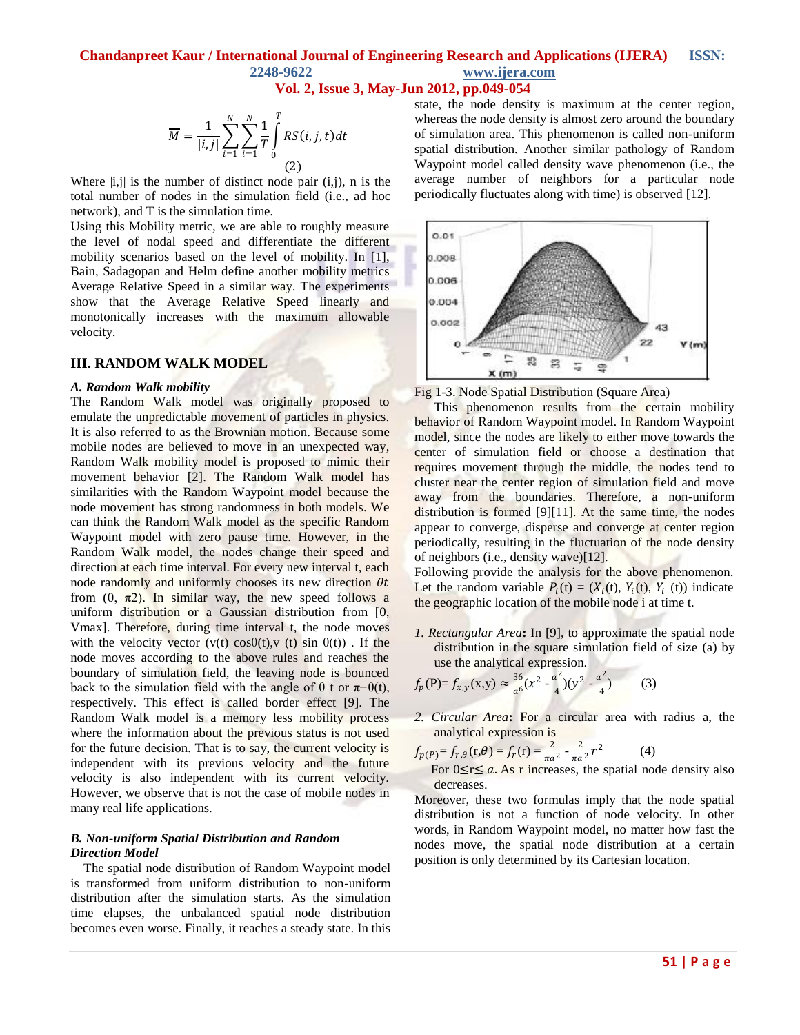$$\overline{M} = \frac{1}{|i,j|}\sum_{i=1}^{N}\sum_{i=1}^{N}\frac{1}{T}\int_{0}^{T} RS(i,j,t)dt \quad (2)$$

Where |i,j| is the number of distinct node pair (i,j), n is the total number of nodes in the simulation field (i.e., ad hoc network), and T is the simulation time.

Using this Mobility metric, we are able to roughly measure the level of nodal speed and differentiate the different mobility scenarios based on the level of mobility. In [1], Bain, Sadagopan and Helm define another mobility metrics Average Relative Speed in a similar way. The experiments show that the Average Relative Speed linearly and monotonically increases with the maximum allowable velocity.

## III. RANDOM WALK MODEL

### *A. Random Walk mobility*

The Random Walk model was originally proposed to emulate the unpredictable movement of particles in physics. It is also referred to as the Brownian motion. Because some mobile nodes are believed to move in an unexpected way, Random Walk mobility model is proposed to mimic their movement behavior [2]. The Random Walk model has similarities with the Random Waypoint model because the node movement has strong randomness in both models. We can think the Random Walk model as the specific Random Waypoint model with zero pause time. However, in the Random Walk model, the nodes change their speed and direction at each time interval. For every new interval t, each node randomly and uniformly chooses its new direction $\theta t$ from (0, $\pi$2). In similar way, the new speed follows a uniform distribution or a Gaussian distribution from [0, Vmax]. Therefore, during time interval t, the node moves with the velocity vector (v(t) cos$\theta$(t),v (t) sin $\theta$(t)) . If the node moves according to the above rules and reaches the boundary of simulation field, the leaving node is bounced back to the simulation field with the angle of $\theta$ t or $\pi-\theta$(t), respectively. This effect is called border effect [9]. The Random Walk model is a memory less mobility process where the information about the previous status is not used for the future decision. That is to say, the current velocity is independent with its previous velocity and the future velocity is also independent with its current velocity. However, we observe that is not the case of mobile nodes in many real life applications.

### *B. Non-uniform Spatial Distribution and Random Direction Model*

The spatial node distribution of Random Waypoint model is transformed from uniform distribution to non-uniform distribution after the simulation starts. As the simulation time elapses, the unbalanced spatial node distribution becomes even worse. Finally, it reaches a steady state. In this state, the node density is maximum at the center region, whereas the node density is almost zero around the boundary of simulation area. This phenomenon is called non-uniform spatial distribution. Another similar pathology of Random Waypoint model called density wave phenomenon (i.e., the average number of neighbors for a particular node periodically fluctuates along with time) is observed [12].

Fig 1-3. Node Spatial Distribution (Square Area)

This phenomenon results from the certain mobility behavior of Random Waypoint model. In Random Waypoint model, since the nodes are likely to either move towards the center of simulation field or choose a destination that requires movement through the middle, the nodes tend to cluster near the center region of simulation field and move away from the boundaries. Therefore, a non-uniform distribution is formed [9][11]. At the same time, the nodes appear to converge, disperse and converge at center region periodically, resulting in the fluctuation of the node density of neighbors (i.e., density wave)[12].

Following provide the analysis for the above phenomenon. Let the random variable $P_i(t) = (X_i(t), Y_i(t), Y_i(t))$ indicate the geographic location of the mobile node i at time t.

1. *Rectangular Area*: In [9], to approximate the spatial node distribution in the square simulation field of size (a) by use the analytical expression.

$$f_p(P) = f_{x,y}(x,y) \approx \frac{36}{a^6}(x^2 - \frac{a^2}{4})(y^2 - \frac{a^2}{4}) \quad (3)$$

2. *Circular Area*: For a circular area with radius a, the analytical expression is

$$f_{p(P)} = f_{r,\theta}(r,\theta) = f_r(r) = \frac{2}{\pi a^2} - \frac{2}{\pi a^2}r^2 \quad (4)$$

For $0 \leq r \leq a$. As r increases, the spatial node density also decreases.

Moreover, these two formulas imply that the node spatial distribution is not a function of node velocity. In other words, in Random Waypoint model, no matter how fast the nodes move, the spatial node distribution at a certain position is only determined by its Cartesian location.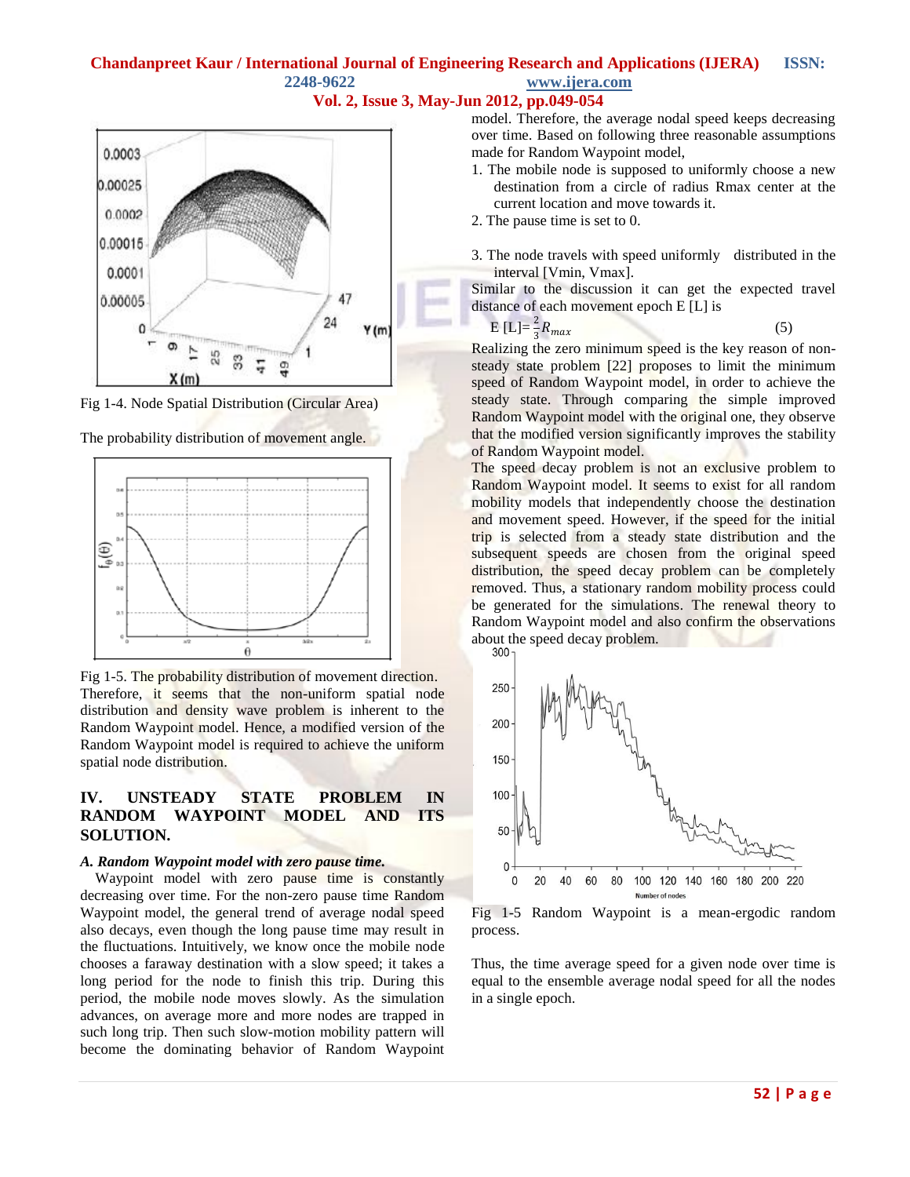Fig 1-4. Node Spatial Distribution (Circular Area)

The probability distribution of movement angle.

Fig 1-5. The probability distribution of movement direction.

Therefore, it seems that the non-uniform spatial node distribution and density wave problem is inherent to the Random Waypoint model. Hence, a modified version of the Random Waypoint model is required to achieve the uniform spatial node distribution.

## IV. UNSTEADY STATE PROBLEM IN RANDOM WAYPOINT MODEL AND ITS SOLUTION.

### *A. Random Waypoint model with zero pause time.*

Waypoint model with zero pause time is constantly decreasing over time. For the non-zero pause time Random Waypoint model, the general trend of average nodal speed also decays, even though the long pause time may result in the fluctuations. Intuitively, we know once the mobile node chooses a faraway destination with a slow speed; it takes a long period for the node to finish this trip. During this period, the mobile node moves slowly. As the simulation advances, on average more and more nodes are trapped in such long trip. Then such slow-motion mobility pattern will become the dominating behavior of Random Waypoint model. Therefore, the average nodal speed keeps decreasing over time. Based on following three reasonable assumptions made for Random Waypoint model,

1. The mobile node is supposed to uniformly choose a new destination from a circle of radius Rmax center at the current location and move towards it.
2. The pause time is set to 0.
3. The node travels with speed uniformly distributed in the interval [Vmin, Vmax].

Similar to the discussion it can get the expected travel distance of each movement epoch E [L] is

$$E\,[L]=\frac{2}{3}R_{max} \qquad (5)$$

Realizing the zero minimum speed is the key reason of non-steady state problem [22] proposes to limit the minimum speed of Random Waypoint model, in order to achieve the steady state. Through comparing the simple improved Random Waypoint model with the original one, they observe that the modified version significantly improves the stability of Random Waypoint model.

The speed decay problem is not an exclusive problem to Random Waypoint model. It seems to exist for all random mobility models that independently choose the destination and movement speed. However, if the speed for the initial trip is selected from a steady state distribution and the subsequent speeds are chosen from the original speed distribution, the speed decay problem can be completely removed. Thus, a stationary random mobility process could be generated for the simulations. The renewal theory to Random Waypoint model and also confirm the observations about the speed decay problem.

Fig 1-5 Random Waypoint is a mean-ergodic random process.

Thus, the time average speed for a given node over time is equal to the ensemble average nodal speed for all the nodes in a single epoch.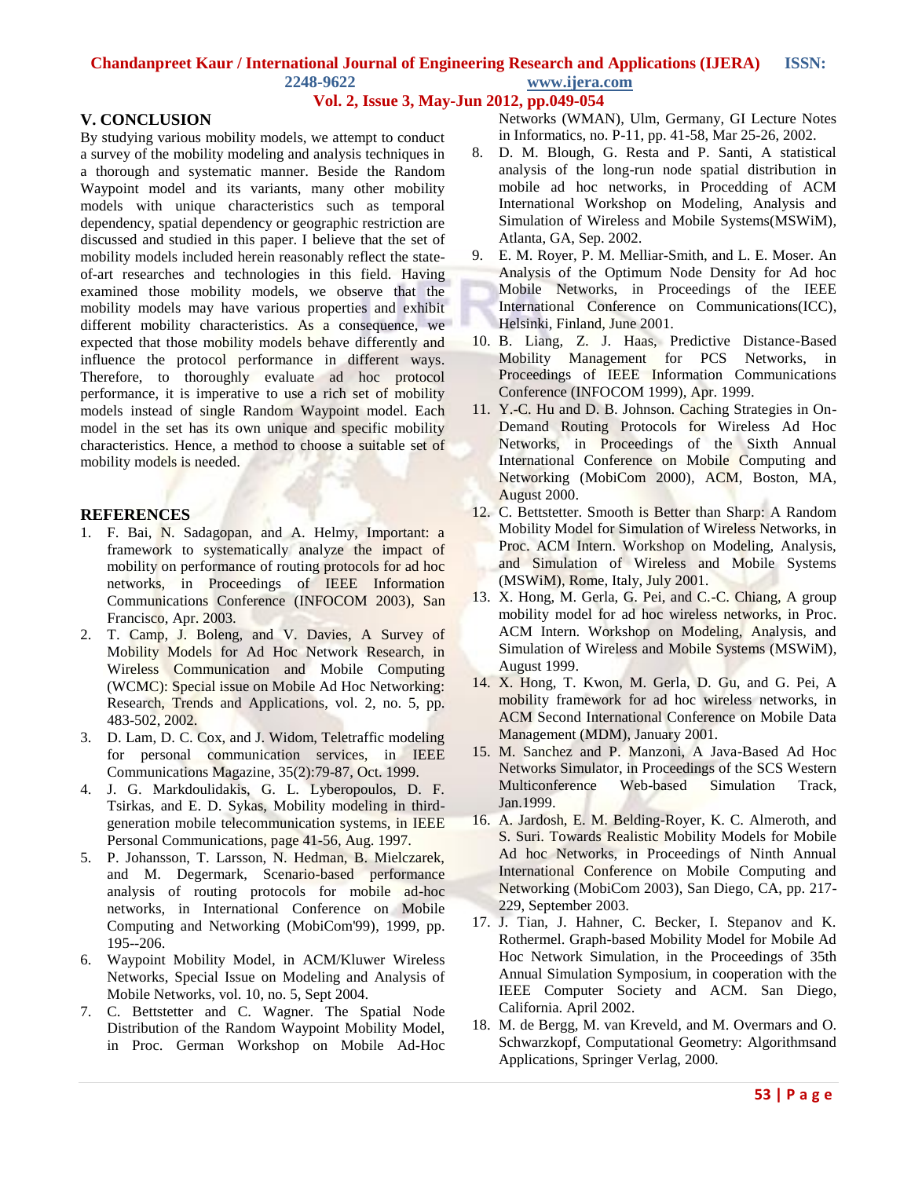## V. CONCLUSION

By studying various mobility models, we attempt to conduct a survey of the mobility modeling and analysis techniques in a thorough and systematic manner. Beside the Random Waypoint model and its variants, many other mobility models with unique characteristics such as temporal dependency, spatial dependency or geographic restriction are discussed and studied in this paper. I believe that the set of mobility models included herein reasonably reflect the state-of-art researches and technologies in this field. Having examined those mobility models, we observe that the mobility models may have various properties and exhibit different mobility characteristics. As a consequence, we expected that those mobility models behave differently and influence the protocol performance in different ways. Therefore, to thoroughly evaluate ad hoc protocol performance, it is imperative to use a rich set of mobility models instead of single Random Waypoint model. Each model in the set has its own unique and specific mobility characteristics. Hence, a method to choose a suitable set of mobility models is needed.

## REFERENCES

1. F. Bai, N. Sadagopan, and A. Helmy, Important: a framework to systematically analyze the impact of mobility on performance of routing protocols for ad hoc networks, in Proceedings of IEEE Information Communications Conference (INFOCOM 2003), San Francisco, Apr. 2003.
2. T. Camp, J. Boleng, and V. Davies, A Survey of Mobility Models for Ad Hoc Network Research, in Wireless Communication and Mobile Computing (WCMC): Special issue on Mobile Ad Hoc Networking: Research, Trends and Applications, vol. 2, no. 5, pp. 483-502, 2002.
3. D. Lam, D. C. Cox, and J. Widom, Teletraffic modeling for personal communication services, in IEEE Communications Magazine, 35(2):79-87, Oct. 1999.
4. J. G. Markdoulidakis, G. L. Lyberopoulos, D. F. Tsirkas, and E. D. Sykas, Mobility modeling in third-generation mobile telecommunication systems, in IEEE Personal Communications, page 41-56, Aug. 1997.
5. P. Johansson, T. Larsson, N. Hedman, B. Mielczarek, and M. Degermark, Scenario-based performance analysis of routing protocols for mobile ad-hoc networks, in International Conference on Mobile Computing and Networking (MobiCom'99), 1999, pp. 195--206.
6. Waypoint Mobility Model, in ACM/Kluwer Wireless Networks, Special Issue on Modeling and Analysis of Mobile Networks, vol. 10, no. 5, Sept 2004.
7. C. Bettstetter and C. Wagner. The Spatial Node Distribution of the Random Waypoint Mobility Model, in Proc. German Workshop on Mobile Ad-Hoc Networks (WMAN), Ulm, Germany, GI Lecture Notes in Informatics, no. P-11, pp. 41-58, Mar 25-26, 2002.
8. D. M. Blough, G. Resta and P. Santi, A statistical analysis of the long-run node spatial distribution in mobile ad hoc networks, in Procedding of ACM International Workshop on Modeling, Analysis and Simulation of Wireless and Mobile Systems(MSWiM), Atlanta, GA, Sep. 2002.
9. E. M. Royer, P. M. Melliar-Smith, and L. E. Moser. An Analysis of the Optimum Node Density for Ad hoc Mobile Networks, in Proceedings of the IEEE International Conference on Communications(ICC), Helsinki, Finland, June 2001.
10. B. Liang, Z. J. Haas, Predictive Distance-Based Mobility Management for PCS Networks, in Proceedings of IEEE Information Communications Conference (INFOCOM 1999), Apr. 1999.
11. Y.-C. Hu and D. B. Johnson. Caching Strategies in On-Demand Routing Protocols for Wireless Ad Hoc Networks, in Proceedings of the Sixth Annual International Conference on Mobile Computing and Networking (MobiCom 2000), ACM, Boston, MA, August 2000.
12. C. Bettstetter. Smooth is Better than Sharp: A Random Mobility Model for Simulation of Wireless Networks, in Proc. ACM Intern. Workshop on Modeling, Analysis, and Simulation of Wireless and Mobile Systems (MSWiM), Rome, Italy, July 2001.
13. X. Hong, M. Gerla, G. Pei, and C.-C. Chiang, A group mobility model for ad hoc wireless networks, in Proc. ACM Intern. Workshop on Modeling, Analysis, and Simulation of Wireless and Mobile Systems (MSWiM), August 1999.
14. X. Hong, T. Kwon, M. Gerla, D. Gu, and G. Pei, A mobility framework for ad hoc wireless networks, in ACM Second International Conference on Mobile Data Management (MDM), January 2001.
15. M. Sanchez and P. Manzoni, A Java-Based Ad Hoc Networks Simulator, in Proceedings of the SCS Western Multiconference Web-based Simulation Track, Jan.1999.
16. A. Jardosh, E. M. Belding-Royer, K. C. Almeroth, and S. Suri. Towards Realistic Mobility Models for Mobile Ad hoc Networks, in Proceedings of Ninth Annual International Conference on Mobile Computing and Networking (MobiCom 2003), San Diego, CA, pp. 217-229, September 2003.
17. J. Tian, J. Hahner, C. Becker, I. Stepanov and K. Rothermel. Graph-based Mobility Model for Mobile Ad Hoc Network Simulation, in the Proceedings of 35th Annual Simulation Symposium, in cooperation with the IEEE Computer Society and ACM. San Diego, California. April 2002.
18. M. de Bergg, M. van Kreveld, and M. Overmars and O. Schwarzkopf, Computational Geometry: Algorithmsand Applications, Springer Verlag, 2000.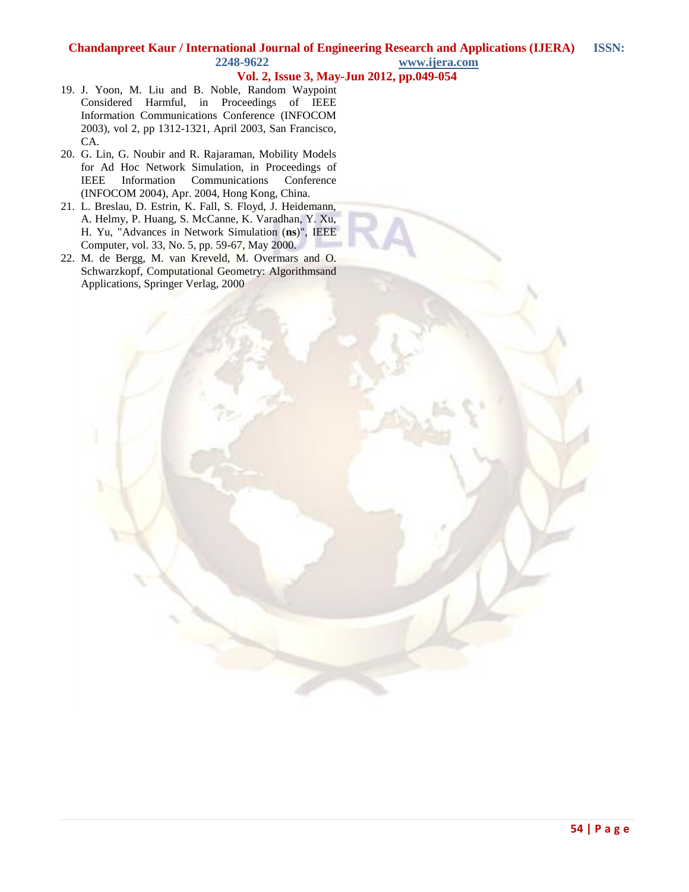19. J. Yoon, M. Liu and B. Noble, Random Waypoint Considered Harmful, in Proceedings of IEEE Information Communications Conference (INFOCOM 2003), vol 2, pp 1312-1321, April 2003, San Francisco, CA.
20. G. Lin, G. Noubir and R. Rajaraman, Mobility Models for Ad Hoc Network Simulation, in Proceedings of IEEE Information Communications Conference (INFOCOM 2004), Apr. 2004, Hong Kong, China.
21. L. Breslau, D. Estrin, K. Fall, S. Floyd, J. Heidemann, A. Helmy, P. Huang, S. McCanne, K. Varadhan, Y. Xu, H. Yu, "Advances in Network Simulation (**ns**)", IEEE Computer, vol. 33, No. 5, pp. 59-67, May 2000.
22. M. de Bergg, M. van Kreveld, M. Overmars and O. Schwarzkopf, Computational Geometry: Algorithmsand Applications, Springer Verlag, 2000